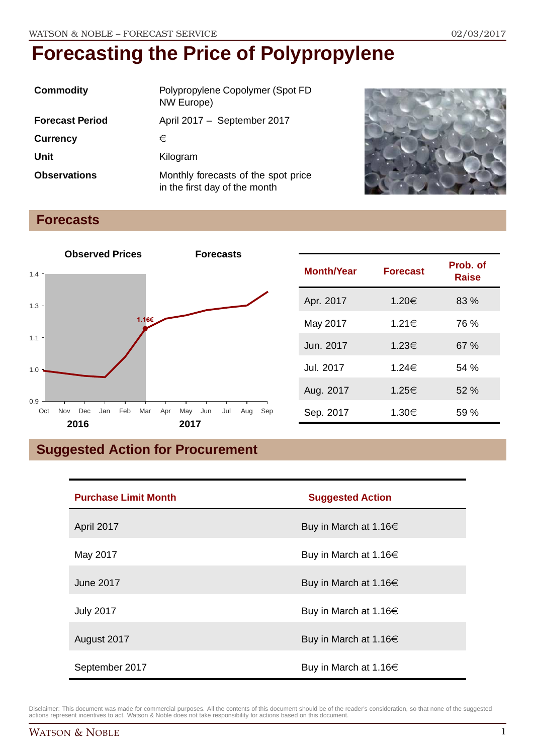# Forecasting the Price of Polypropylene

| | |
|---|---|
| **Commodity** | Polypropylene Copolymer (Spot FD NW Europe) |
| **Forecast Period** | April 2017 – September 2017 |
| **Currency** | € |
| **Unit** | Kilogram |
| **Observations** | Monthly forecasts of the spot price in the first day of the month |

## Forecasts

| Month/Year | Forecast | Prob. of Raise |
|---|---|---|
| Apr. 2017 | 1.20€ | 83 % |
| May 2017 | 1.21€ | 76 % |
| Jun. 2017 | 1.23€ | 67 % |
| Jul. 2017 | 1.24€ | 54 % |
| Aug. 2017 | 1.25€ | 52 % |
| Sep. 2017 | 1.30€ | 59 % |

## Suggested Action for Procurement

| Purchase Limit Month | Suggested Action |
|---|---|
| April 2017 | Buy in March at 1.16€ |
| May 2017 | Buy in March at 1.16€ |
| June 2017 | Buy in March at 1.16€ |
| July 2017 | Buy in March at 1.16€ |
| August 2017 | Buy in March at 1.16€ |
| September 2017 | Buy in March at 1.16€ |

Disclaimer: This document was made for commercial purposes. All the contents of this document should be of the reader's consideration, so that none of the suggested actions represent incentives to act. Watson & Noble does not take responsibility for actions based on this document.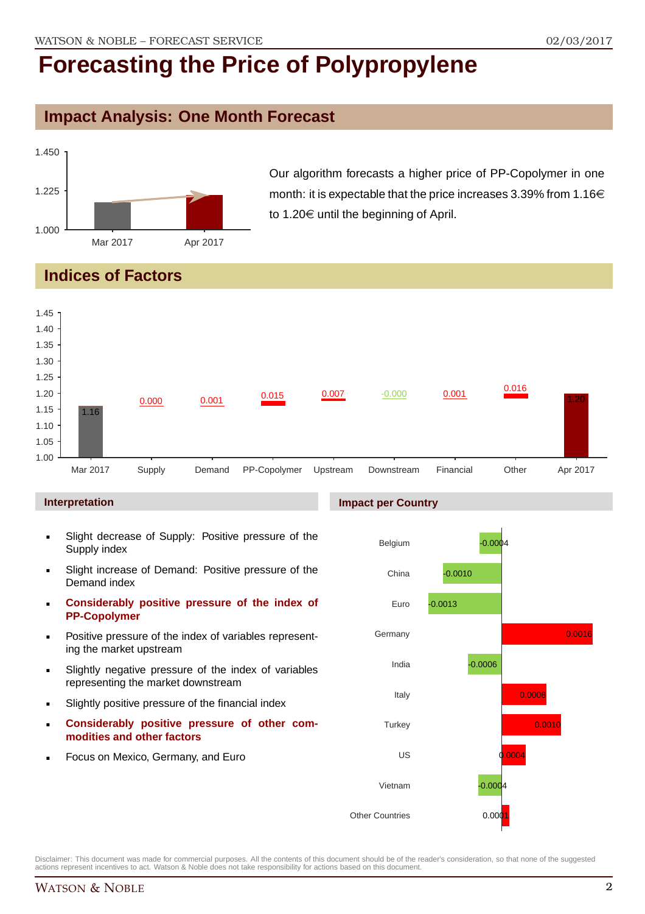# Forecasting the Price of Polypropylene

## Impact Analysis: One Month Forecast

Our algorithm forecasts a higher price of PP-Copolymer in one month: it is expectable that the price increases 3.39% from 1.16€ to 1.20€ until the beginning of April.

## Indices of Factors

| | Mar 2017 | Supply | Demand | PP-Copolymer | Upstream | Downstream | Financial | Other | Apr 2017 |
|---|---|---|---|---|---|---|---|---|---|
| Value | 1.16 | 0.000 | 0.001 | 0.015 | 0.007 | -0.000 | 0.001 | 0.016 | 1.20 |

### Interpretation

- Slight decrease of Supply: Positive pressure of the Supply index
- Slight increase of Demand: Positive pressure of the Demand index
- **Considerably positive pressure of the index of PP-Copolymer**
- Positive pressure of the index of variables representing the market upstream
- Slightly negative pressure of the index of variables representing the market downstream
- Slightly positive pressure of the financial index
- **Considerably positive pressure of other commodities and other factors**
- Focus on Mexico, Germany, and Euro

### Impact per Country

| Country | Impact |
|---|---|
| Belgium | -0.0004 |
| China | -0.0010 |
| Euro | -0.0013 |
| Germany | 0.0016 |
| India | -0.0006 |
| Italy | 0.0008 |
| Turkey | 0.0010 |
| US | 0.0004 |
| Vietnam | -0.0004 |
| Other Countries | 0.0001 |

Disclaimer: This document was made for commercial purposes. All the contents of this document should be of the reader's consideration, so that none of the suggested actions represent incentives to act. Watson & Noble does not take responsibility for actions based on this document.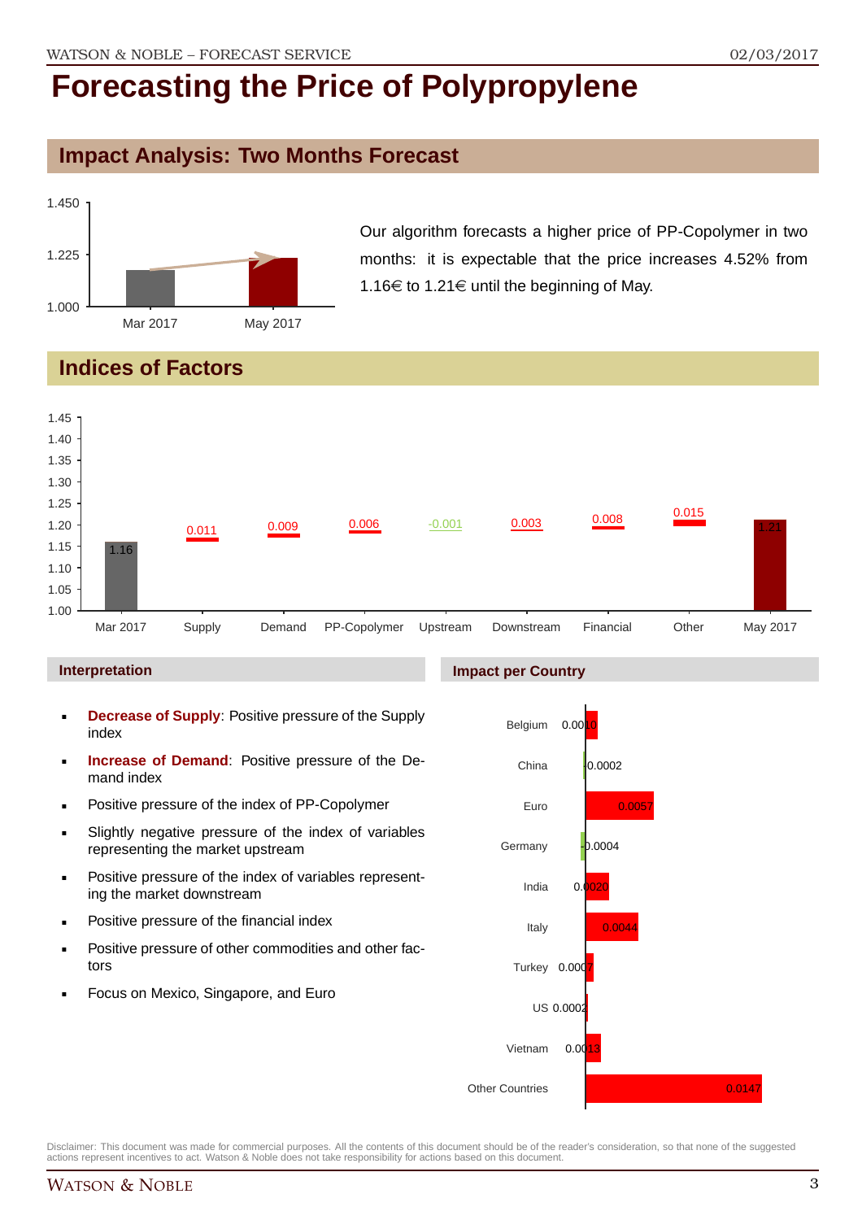# Forecasting the Price of Polypropylene

## Impact Analysis: Two Months Forecast

Our algorithm forecasts a higher price of PP-Copolymer in two months: it is expectable that the price increases 4.52% from 1.16€ to 1.21€ until the beginning of May.

## Indices of Factors

| Factor | Value |
|---|---|
| Mar 2017 | 1.16 |
| Supply | 0.011 |
| Demand | 0.009 |
| PP-Copolymer | 0.006 |
| Upstream | -0.001 |
| Downstream | 0.003 |
| Financial | 0.008 |
| Other | 0.015 |
| May 2017 | 1.21 |

### Interpretation

- **Decrease of Supply**: Positive pressure of the Supply index
- **Increase of Demand**: Positive pressure of the Demand index
- Positive pressure of the index of PP-Copolymer
- Slightly negative pressure of the index of variables representing the market upstream
- Positive pressure of the index of variables representing the market downstream
- Positive pressure of the financial index
- Positive pressure of other commodities and other factors
- Focus on Mexico, Singapore, and Euro

### Impact per Country

| Country | Impact |
|---|---|
| Belgium | 0.0010 |
| China | -0.0002 |
| Euro | 0.0057 |
| Germany | -0.0004 |
| India | 0.0020 |
| Italy | 0.0044 |
| Turkey | 0.0007 |
| US | 0.0002 |
| Vietnam | 0.0013 |
| Other Countries | 0.0147 |

Disclaimer: This document was made for commercial purposes. All the contents of this document should be of the reader's consideration, so that none of the suggested actions represent incentives to act. Watson & Noble does not take responsibility for actions based on this document.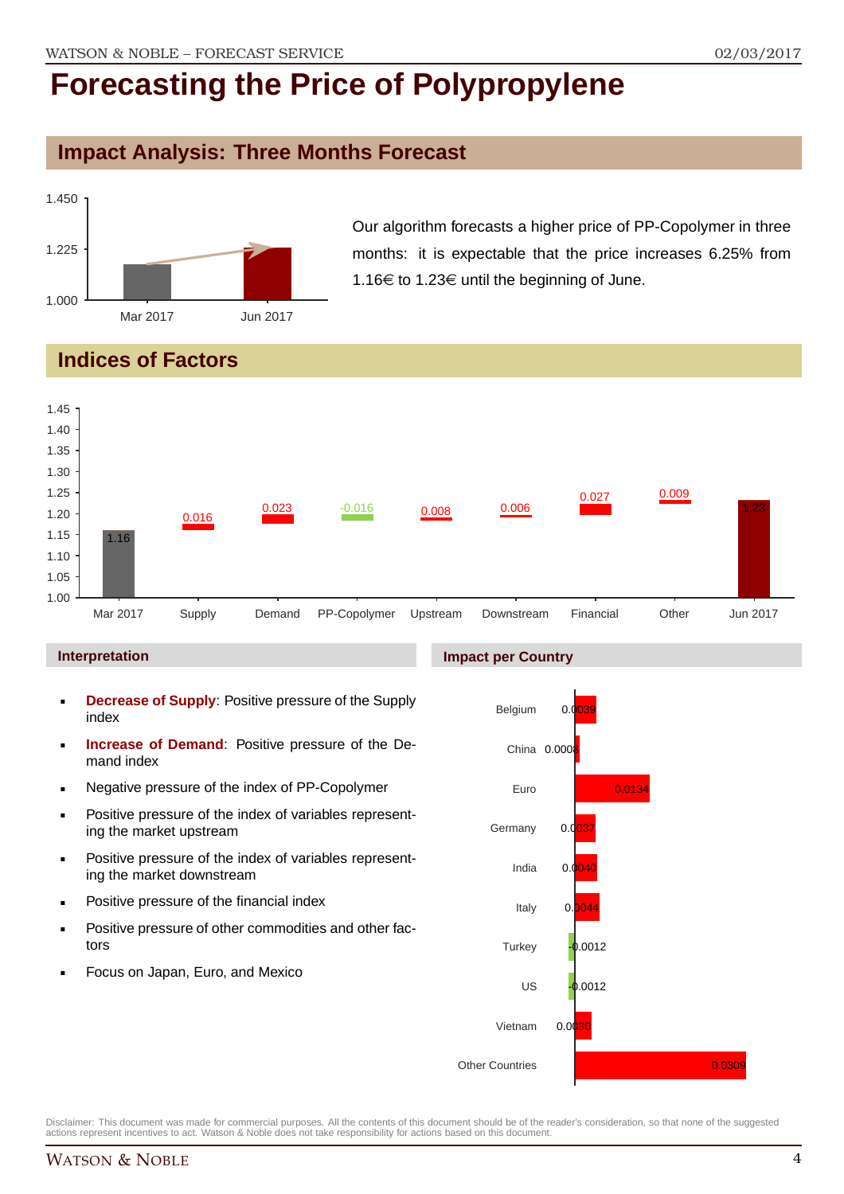# Forecasting the Price of Polypropylene

## Impact Analysis: Three Months Forecast

Our algorithm forecasts a higher price of PP-Copolymer in three months: it is expectable that the price increases 6.25% from 1.16€ to 1.23€ until the beginning of June.

## Indices of Factors

| Factor | Value |
|---|---|
| Mar 2017 | 1.16 |
| Supply | 0.016 |
| Demand | 0.023 |
| PP-Copolymer | -0.016 |
| Upstream | 0.008 |
| Downstream | 0.006 |
| Financial | 0.027 |
| Other | 0.009 |
| Jun 2017 | 1.23 |

### Interpretation

- **Decrease of Supply**: Positive pressure of the Supply index
- **Increase of Demand**: Positive pressure of the Demand index
- Negative pressure of the index of PP-Copolymer
- Positive pressure of the index of variables representing the market upstream
- Positive pressure of the index of variables representing the market downstream
- Positive pressure of the financial index
- Positive pressure of other commodities and other factors
- Focus on Japan, Euro, and Mexico

### Impact per Country

| Country | Impact |
|---|---|
| Belgium | 0.0039 |
| China | 0.0008 |
| Euro | 0.0134 |
| Germany | 0.0037 |
| India | 0.0040 |
| Italy | 0.0044 |
| Turkey | -0.0012 |
| US | -0.0012 |
| Vietnam | 0.0030 |
| Other Countries | 0.0309 |

Disclaimer: This document was made for commercial purposes. All the contents of this document should be of the reader's consideration, so that none of the suggested actions represent incentives to act. Watson & Noble does not take responsibility for actions based on this document.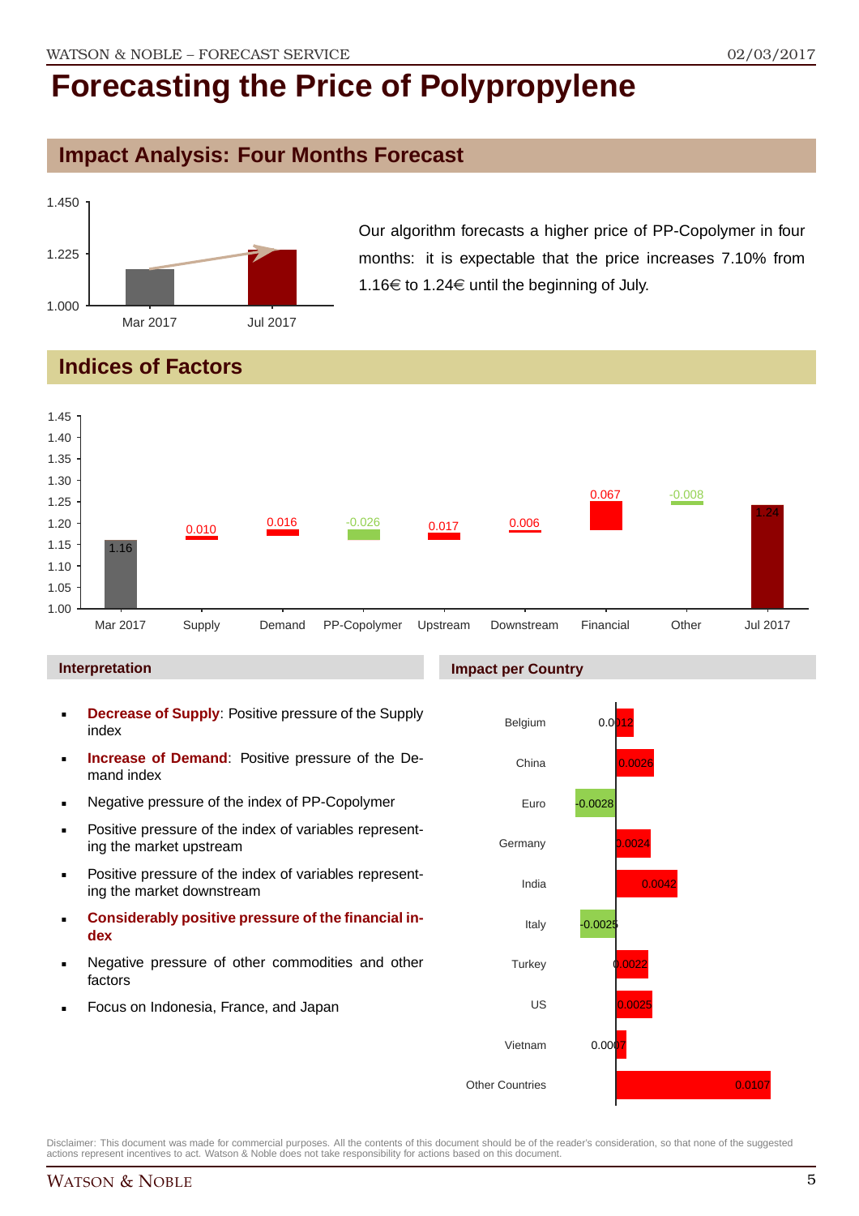# Forecasting the Price of Polypropylene

## Impact Analysis: Four Months Forecast

Our algorithm forecasts a higher price of PP-Copolymer in four months: it is expectable that the price increases 7.10% from 1.16€ to 1.24€ until the beginning of July.

## Indices of Factors

### Interpretation

- **Decrease of Supply**: Positive pressure of the Supply index
- **Increase of Demand**: Positive pressure of the Demand index
- Negative pressure of the index of PP-Copolymer
- Positive pressure of the index of variables representing the market upstream
- Positive pressure of the index of variables representing the market downstream
- **Considerably positive pressure of the financial index**
- Negative pressure of other commodities and other factors
- Focus on Indonesia, France, and Japan

### Impact per Country

Disclaimer: This document was made for commercial purposes. All the contents of this document should be of the reader's consideration, so that none of the suggested actions represent incentives to act. Watson & Noble does not take responsibility for actions based on this document.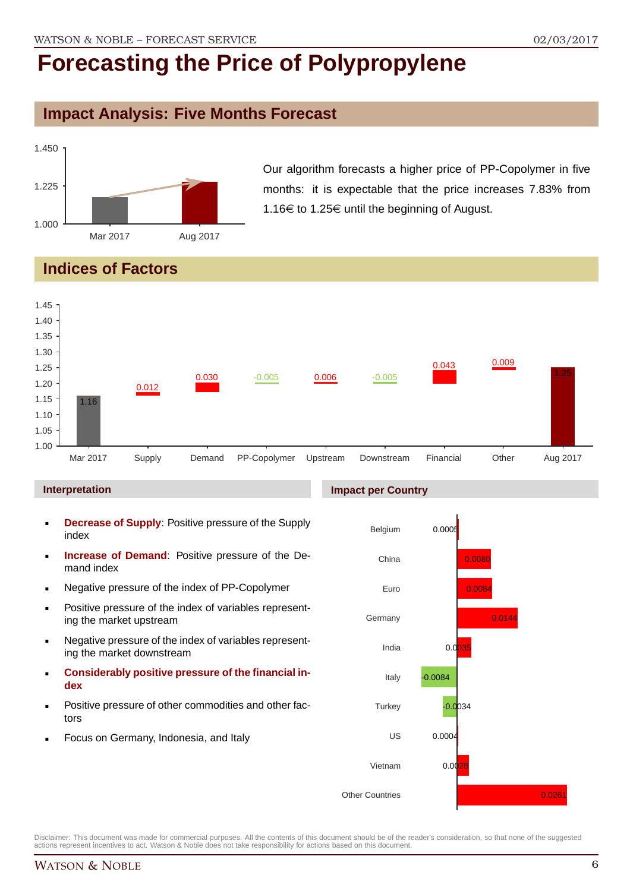# Forecasting the Price of Polypropylene

## Impact Analysis: Five Months Forecast

Our algorithm forecasts a higher price of PP-Copolymer in five months: it is expectable that the price increases 7.83% from 1.16€ to 1.25€ until the beginning of August.

## Indices of Factors

| Mar 2017 | Supply | Demand | PP-Copolymer | Upstream | Downstream | Financial | Other | Aug 2017 |
|---|---|---|---|---|---|---|---|---|
| 1.16 | 0.012 | 0.030 | -0.005 | 0.006 | -0.005 | 0.043 | 0.009 | 1.25 |

### Interpretation

- **Decrease of Supply**: Positive pressure of the Supply index
- **Increase of Demand**: Positive pressure of the Demand index
- Negative pressure of the index of PP-Copolymer
- Positive pressure of the index of variables representing the market upstream
- Negative pressure of the index of variables representing the market downstream
- **Considerably positive pressure of the financial index**
- Positive pressure of other commodities and other factors
- Focus on Germany, Indonesia, and Italy

### Impact per Country

| Country | Impact |
|---|---|
| Belgium | 0.0005 |
| China | 0.0080 |
| Euro | 0.0084 |
| Germany | 0.0144 |
| India | 0.0035 |
| Italy | -0.0084 |
| Turkey | -0.0034 |
| US | 0.0004 |
| Vietnam | 0.0028 |
| Other Countries | 0.0261 |

Disclaimer: This document was made for commercial purposes. All the contents of this document should be of the reader's consideration, so that none of the suggested actions represent incentives to act. Watson & Noble does not take responsibility for actions based on this document.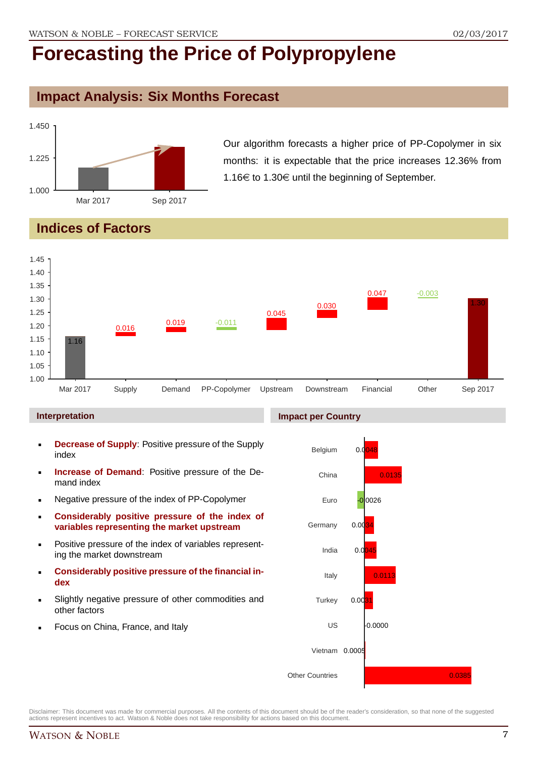# Forecasting the Price of Polypropylene

## Impact Analysis: Six Months Forecast

Our algorithm forecasts a higher price of PP-Copolymer in six months: it is expectable that the price increases 12.36% from 1.16€ to 1.30€ until the beginning of September.

## Indices of Factors

| | Mar 2017 | Supply | Demand | PP-Copolymer | Upstream | Downstream | Financial | Other | Sep 2017 |
|---|---|---|---|---|---|---|---|---|---|
| Value | 1.16 | 0.016 | 0.019 | -0.011 | 0.045 | 0.030 | 0.047 | -0.003 | 1.30 |

### Interpretation

- **Decrease of Supply**: Positive pressure of the Supply index
- **Increase of Demand**: Positive pressure of the Demand index
- Negative pressure of the index of PP-Copolymer
- **Considerably positive pressure of the index of variables representing the market upstream**
- Positive pressure of the index of variables representing the market downstream
- **Considerably positive pressure of the financial index**
- Slightly negative pressure of other commodities and other factors
- Focus on China, France, and Italy

### Impact per Country

| Country | Impact |
|---|---|
| Belgium | 0.0048 |
| China | 0.0135 |
| Euro | -0.0026 |
| Germany | 0.0034 |
| India | 0.0045 |
| Italy | 0.0113 |
| Turkey | 0.0031 |
| US | -0.0000 |
| Vietnam | 0.0005 |
| Other Countries | 0.0385 |

Disclaimer: This document was made for commercial purposes. All the contents of this document should be of the reader's consideration, so that none of the suggested actions represent incentives to act. Watson & Noble does not take responsibility for actions based on this document.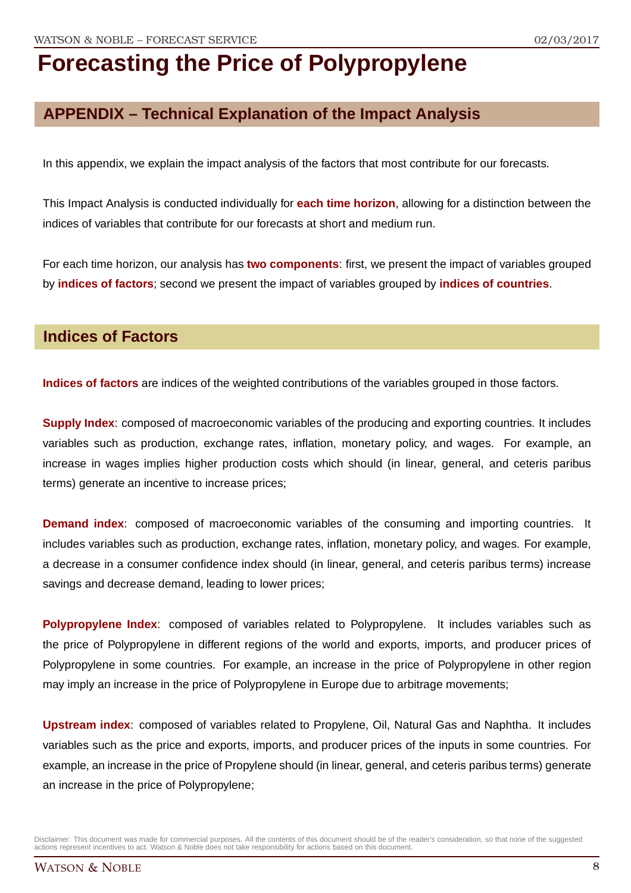# Forecasting the Price of Polypropylene

## APPENDIX – Technical Explanation of the Impact Analysis

In this appendix, we explain the impact analysis of the factors that most contribute for our forecasts.

This Impact Analysis is conducted individually for **each time horizon**, allowing for a distinction between the indices of variables that contribute for our forecasts at short and medium run.

For each time horizon, our analysis has **two components**: first, we present the impact of variables grouped by **indices of factors**; second we present the impact of variables grouped by **indices of countries**.

## Indices of Factors

**Indices of factors** are indices of the weighted contributions of the variables grouped in those factors.

**Supply Index**: composed of macroeconomic variables of the producing and exporting countries. It includes variables such as production, exchange rates, inflation, monetary policy, and wages. For example, an increase in wages implies higher production costs which should (in linear, general, and ceteris paribus terms) generate an incentive to increase prices;

**Demand index**: composed of macroeconomic variables of the consuming and importing countries. It includes variables such as production, exchange rates, inflation, monetary policy, and wages. For example, a decrease in a consumer confidence index should (in linear, general, and ceteris paribus terms) increase savings and decrease demand, leading to lower prices;

**Polypropylene Index**: composed of variables related to Polypropylene. It includes variables such as the price of Polypropylene in different regions of the world and exports, imports, and producer prices of Polypropylene in some countries. For example, an increase in the price of Polypropylene in other region may imply an increase in the price of Polypropylene in Europe due to arbitrage movements;

**Upstream index**: composed of variables related to Propylene, Oil, Natural Gas and Naphtha. It includes variables such as the price and exports, imports, and producer prices of the inputs in some countries. For example, an increase in the price of Propylene should (in linear, general, and ceteris paribus terms) generate an increase in the price of Polypropylene;

Disclaimer: This document was made for commercial purposes. All the contents of this document should be of the reader's consideration, so that none of the suggested actions represent incentives to act. Watson & Noble does not take responsibility for actions based on this document.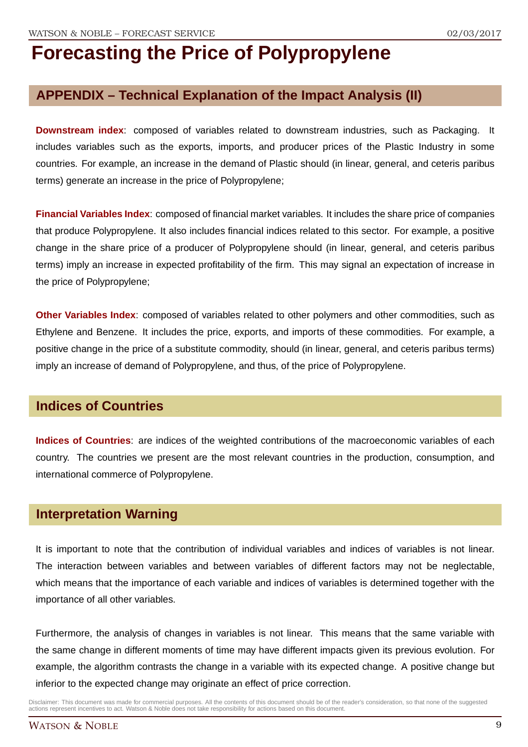# Forecasting the Price of Polypropylene

## APPENDIX – Technical Explanation of the Impact Analysis (II)

**Downstream index**: composed of variables related to downstream industries, such as Packaging. It includes variables such as the exports, imports, and producer prices of the Plastic Industry in some countries. For example, an increase in the demand of Plastic should (in linear, general, and ceteris paribus terms) generate an increase in the price of Polypropylene;

**Financial Variables Index**: composed of financial market variables. It includes the share price of companies that produce Polypropylene. It also includes financial indices related to this sector. For example, a positive change in the share price of a producer of Polypropylene should (in linear, general, and ceteris paribus terms) imply an increase in expected profitability of the firm. This may signal an expectation of increase in the price of Polypropylene;

**Other Variables Index**: composed of variables related to other polymers and other commodities, such as Ethylene and Benzene. It includes the price, exports, and imports of these commodities. For example, a positive change in the price of a substitute commodity, should (in linear, general, and ceteris paribus terms) imply an increase of demand of Polypropylene, and thus, of the price of Polypropylene.

## Indices of Countries

**Indices of Countries**: are indices of the weighted contributions of the macroeconomic variables of each country. The countries we present are the most relevant countries in the production, consumption, and international commerce of Polypropylene.

## Interpretation Warning

It is important to note that the contribution of individual variables and indices of variables is not linear. The interaction between variables and between variables of different factors may not be neglectable, which means that the importance of each variable and indices of variables is determined together with the importance of all other variables.

Furthermore, the analysis of changes in variables is not linear. This means that the same variable with the same change in different moments of time may have different impacts given its previous evolution. For example, the algorithm contrasts the change in a variable with its expected change. A positive change but inferior to the expected change may originate an effect of price correction.

Disclaimer: This document was made for commercial purposes. All the contents of this document should be of the reader's consideration, so that none of the suggested actions represent incentives to act. Watson & Noble does not take responsibility for actions based on this document.